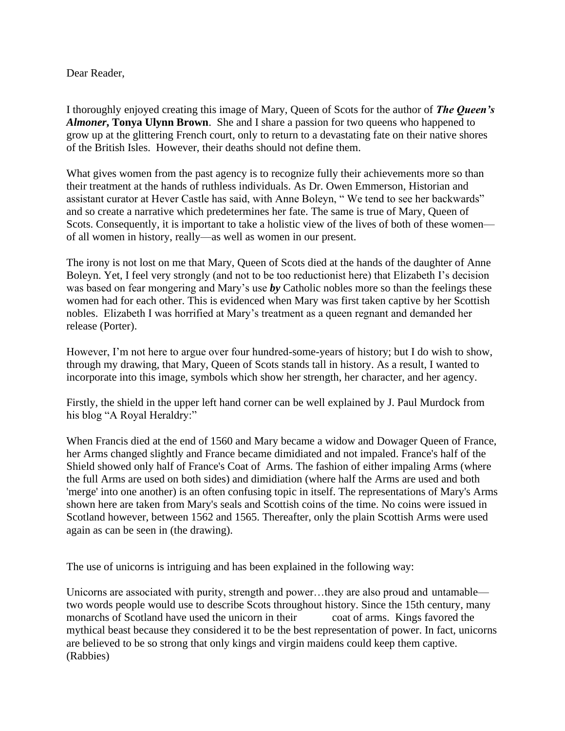Dear Reader,

I thoroughly enjoyed creating this image of Mary, Queen of Scots for the author of ***The Queen's Almoner*, Tonya Ulynn Brown**. She and I share a passion for two queens who happened to grow up at the glittering French court, only to return to a devastating fate on their native shores of the British Isles. However, their deaths should not define them.

What gives women from the past agency is to recognize fully their achievements more so than their treatment at the hands of ruthless individuals. As Dr. Owen Emmerson, Historian and assistant curator at Hever Castle has said, with Anne Boleyn, " We tend to see her backwards" and so create a narrative which predetermines her fate. The same is true of Mary, Queen of Scots. Consequently, it is important to take a holistic view of the lives of both of these women—of all women in history, really—as well as women in our present.

The irony is not lost on me that Mary, Queen of Scots died at the hands of the daughter of Anne Boleyn. Yet, I feel very strongly (and not to be too reductionist here) that Elizabeth I's decision was based on fear mongering and Mary's use ***by*** Catholic nobles more so than the feelings these women had for each other. This is evidenced when Mary was first taken captive by her Scottish nobles. Elizabeth I was horrified at Mary's treatment as a queen regnant and demanded her release (Porter).

However, I'm not here to argue over four hundred-some-years of history; but I do wish to show, through my drawing, that Mary, Queen of Scots stands tall in history. As a result, I wanted to incorporate into this image, symbols which show her strength, her character, and her agency.

Firstly, the shield in the upper left hand corner can be well explained by J. Paul Murdock from his blog "A Royal Heraldry:"

When Francis died at the end of 1560 and Mary became a widow and Dowager Queen of France, her Arms changed slightly and France became dimidiated and not impaled. France's half of the Shield showed only half of France's Coat of Arms. The fashion of either impaling Arms (where the full Arms are used on both sides) and dimidiation (where half the Arms are used and both 'merge' into one another) is an often confusing topic in itself. The representations of Mary's Arms shown here are taken from Mary's seals and Scottish coins of the time. No coins were issued in Scotland however, between 1562 and 1565. Thereafter, only the plain Scottish Arms were used again as can be seen in (the drawing).

The use of unicorns is intriguing and has been explained in the following way:

Unicorns are associated with purity, strength and power…they are also proud and untamable—two words people would use to describe Scots throughout history. Since the 15th century, many monarchs of Scotland have used the unicorn in their coat of arms. Kings favored the mythical beast because they considered it to be the best representation of power. In fact, unicorns are believed to be so strong that only kings and virgin maidens could keep them captive. (Rabbies)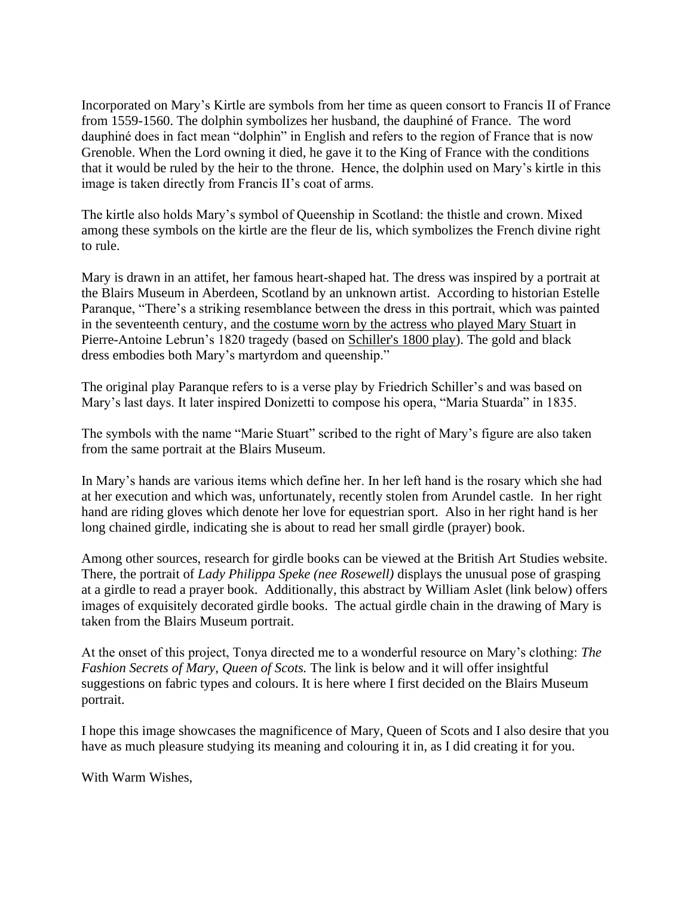Incorporated on Mary's Kirtle are symbols from her time as queen consort to Francis II of France from 1559-1560. The dolphin symbolizes her husband, the dauphiné of France. The word dauphiné does in fact mean "dolphin" in English and refers to the region of France that is now Grenoble. When the Lord owning it died, he gave it to the King of France with the conditions that it would be ruled by the heir to the throne. Hence, the dolphin used on Mary's kirtle in this image is taken directly from Francis II's coat of arms.

The kirtle also holds Mary's symbol of Queenship in Scotland: the thistle and crown. Mixed among these symbols on the kirtle are the fleur de lis, which symbolizes the French divine right to rule.

Mary is drawn in an attifet, her famous heart-shaped hat. The dress was inspired by a portrait at the Blairs Museum in Aberdeen, Scotland by an unknown artist. According to historian Estelle Paranque, "There's a striking resemblance between the dress in this portrait, which was painted in the seventeenth century, and the costume worn by the actress who played Mary Stuart in Pierre-Antoine Lebrun's 1820 tragedy (based on Schiller's 1800 play). The gold and black dress embodies both Mary's martyrdom and queenship."

The original play Paranque refers to is a verse play by Friedrich Schiller's and was based on Mary's last days. It later inspired Donizetti to compose his opera, "Maria Stuarda" in 1835.

The symbols with the name "Marie Stuart" scribed to the right of Mary's figure are also taken from the same portrait at the Blairs Museum.

In Mary's hands are various items which define her. In her left hand is the rosary which she had at her execution and which was, unfortunately, recently stolen from Arundel castle. In her right hand are riding gloves which denote her love for equestrian sport. Also in her right hand is her long chained girdle, indicating she is about to read her small girdle (prayer) book.

Among other sources, research for girdle books can be viewed at the British Art Studies website. There, the portrait of *Lady Philippa Speke (nee Rosewell)* displays the unusual pose of grasping at a girdle to read a prayer book. Additionally, this abstract by William Aslet (link below) offers images of exquisitely decorated girdle books. The actual girdle chain in the drawing of Mary is taken from the Blairs Museum portrait.

At the onset of this project, Tonya directed me to a wonderful resource on Mary's clothing: *The Fashion Secrets of Mary, Queen of Scots.* The link is below and it will offer insightful suggestions on fabric types and colours. It is here where I first decided on the Blairs Museum portrait.

I hope this image showcases the magnificence of Mary, Queen of Scots and I also desire that you have as much pleasure studying its meaning and colouring it in, as I did creating it for you.

With Warm Wishes,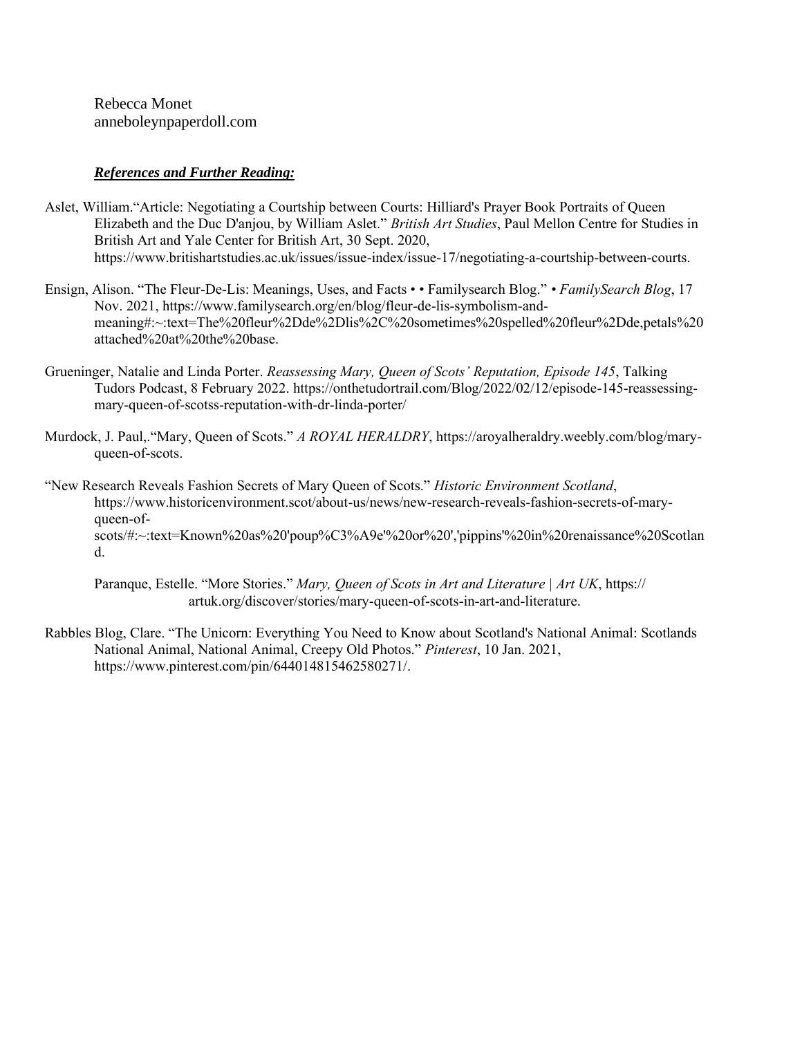Rebecca Monet
anneboleynpaperdoll.com

***References and Further Reading:***

Aslet, William."Article: Negotiating a Courtship between Courts: Hilliard's Prayer Book Portraits of Queen Elizabeth and the Duc D'anjou, by William Aslet." *British Art Studies*, Paul Mellon Centre for Studies in British Art and Yale Center for British Art, 30 Sept. 2020, https://www.britishartstudies.ac.uk/issues/issue-index/issue-17/negotiating-a-courtship-between-courts.

Ensign, Alison. "The Fleur-De-Lis: Meanings, Uses, and Facts • • Familysearch Blog." *• FamilySearch Blog*, 17 Nov. 2021, https://www.familysearch.org/en/blog/fleur-de-lis-symbolism-and-meaning#:~:text=The%20fleur%2Dde%2Dlis%2C%20sometimes%20spelled%20fleur%2Dde,petals%20attached%20at%20the%20base.

Grueninger, Natalie and Linda Porter. *Reassessing Mary, Queen of Scots' Reputation, Episode 145*, Talking Tudors Podcast, 8 February 2022. https://onthetudortrail.com/Blog/2022/02/12/episode-145-reassessing-mary-queen-of-scotss-reputation-with-dr-linda-porter/

Murdock, J. Paul,."Mary, Queen of Scots." *A ROYAL HERALDRY*, https://aroyalheraldry.weebly.com/blog/mary-queen-of-scots.

"New Research Reveals Fashion Secrets of Mary Queen of Scots." *Historic Environment Scotland*, https://www.historicenvironment.scot/about-us/news/new-research-reveals-fashion-secrets-of-mary-queen-of-scots/#:~:text=Known%20as%20'poup%C3%A9e'%20or%20','pippins'%20in%20renaissance%20Scotland.

Paranque, Estelle. "More Stories." *Mary, Queen of Scots in Art and Literature | Art UK*, https://artuk.org/discover/stories/mary-queen-of-scots-in-art-and-literature.

Rabbles Blog, Clare. "The Unicorn: Everything You Need to Know about Scotland's National Animal: Scotlands National Animal, National Animal, Creepy Old Photos." *Pinterest*, 10 Jan. 2021, https://www.pinterest.com/pin/644014815462580271/.